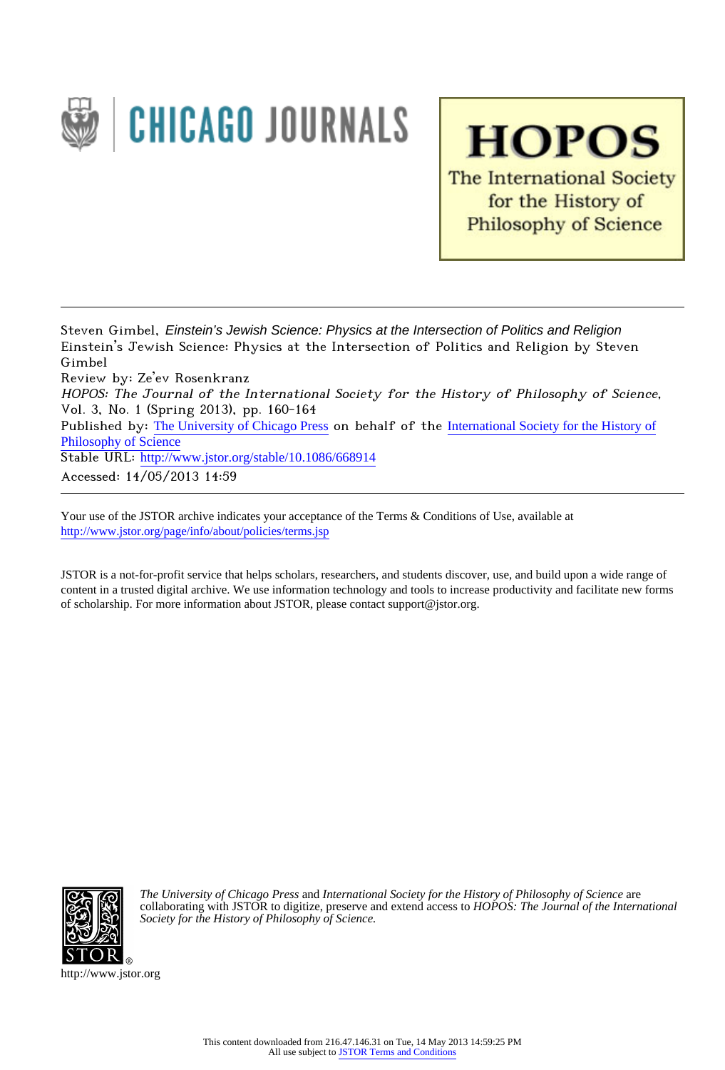Steven Gimbel, *Einstein's Jewish Science: Physics at the Intersection of Politics and Religion*
Einstein's Jewish Science: Physics at the Intersection of Politics and Religion by Steven Gimbel
Review by: Ze'ev Rosenkranz
*HOPOS: The Journal of the International Society for the History of Philosophy of Science*, Vol. 3, No. 1 (Spring 2013), pp. 160-164
Published by: The University of Chicago Press on behalf of the International Society for the History of Philosophy of Science
Stable URL: http://www.jstor.org/stable/10.1086/668914
Accessed: 14/05/2013 14:59

---

Your use of the JSTOR archive indicates your acceptance of the Terms & Conditions of Use, available at http://www.jstor.org/page/info/about/policies/terms.jsp

JSTOR is a not-for-profit service that helps scholars, researchers, and students discover, use, and build upon a wide range of content in a trusted digital archive. We use information technology and tools to increase productivity and facilitate new forms of scholarship. For more information about JSTOR, please contact support@jstor.org.

*The University of Chicago Press* and *International Society for the History of Philosophy of Science* are collaborating with JSTOR to digitize, preserve and extend access to *HOPOS: The Journal of the International Society for the History of Philosophy of Science.*

http://www.jstor.org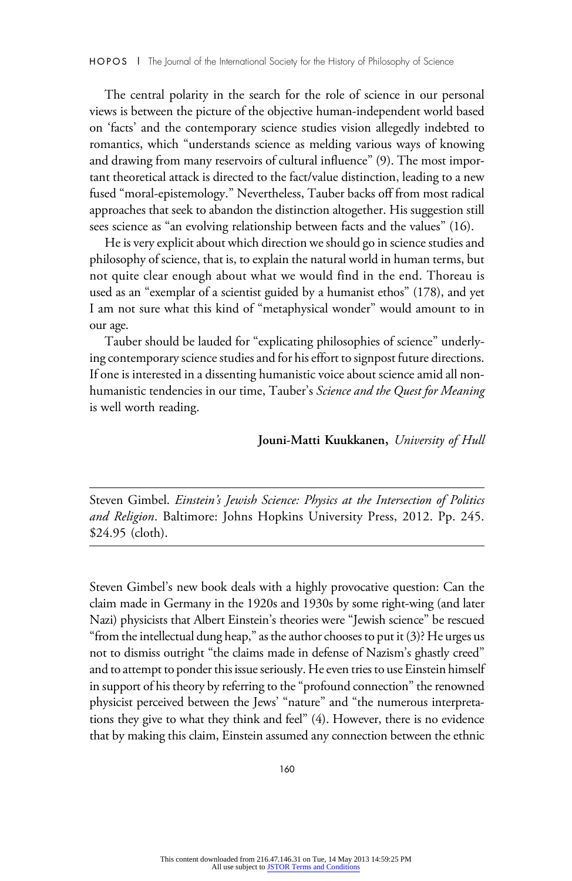The central polarity in the search for the role of science in our personal views is between the picture of the objective human-independent world based on 'facts' and the contemporary science studies vision allegedly indebted to romantics, which "understands science as melding various ways of knowing and drawing from many reservoirs of cultural influence" (9). The most important theoretical attack is directed to the fact/value distinction, leading to a new fused "moral-epistemology." Nevertheless, Tauber backs off from most radical approaches that seek to abandon the distinction altogether. His suggestion still sees science as "an evolving relationship between facts and the values" (16).

He is very explicit about which direction we should go in science studies and philosophy of science, that is, to explain the natural world in human terms, but not quite clear enough about what we would find in the end. Thoreau is used as an "exemplar of a scientist guided by a humanist ethos" (178), and yet I am not sure what this kind of "metaphysical wonder" would amount to in our age.

Tauber should be lauded for "explicating philosophies of science" underlying contemporary science studies and for his effort to signpost future directions. If one is interested in a dissenting humanistic voice about science amid all non-humanistic tendencies in our time, Tauber's *Science and the Quest for Meaning* is well worth reading.

**Jouni-Matti Kuukkanen,** *University of Hull*

---

Steven Gimbel. *Einstein's Jewish Science: Physics at the Intersection of Politics and Religion*. Baltimore: Johns Hopkins University Press, 2012. Pp. 245. $24.95 (cloth).

---

Steven Gimbel's new book deals with a highly provocative question: Can the claim made in Germany in the 1920s and 1930s by some right-wing (and later Nazi) physicists that Albert Einstein's theories were "Jewish science" be rescued "from the intellectual dung heap," as the author chooses to put it (3)? He urges us not to dismiss outright "the claims made in defense of Nazism's ghastly creed" and to attempt to ponder this issue seriously. He even tries to use Einstein himself in support of his theory by referring to the "profound connection" the renowned physicist perceived between the Jews' "nature" and "the numerous interpretations they give to what they think and feel" (4). However, there is no evidence that by making this claim, Einstein assumed any connection between the ethnic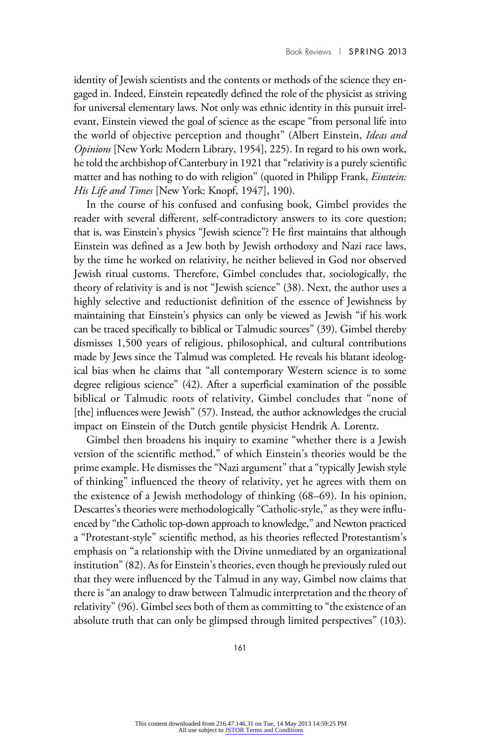identity of Jewish scientists and the contents or methods of the science they engaged in. Indeed, Einstein repeatedly defined the role of the physicist as striving for universal elementary laws. Not only was ethnic identity in this pursuit irrelevant, Einstein viewed the goal of science as the escape "from personal life into the world of objective perception and thought" (Albert Einstein, *Ideas and Opinions* [New York: Modern Library, 1954], 225). In regard to his own work, he told the archbishop of Canterbury in 1921 that "relativity is a purely scientific matter and has nothing to do with religion" (quoted in Philipp Frank, *Einstein: His Life and Times* [New York: Knopf, 1947], 190).

In the course of his confused and confusing book, Gimbel provides the reader with several different, self-contradictory answers to its core question; that is, was Einstein's physics "Jewish science"? He first maintains that although Einstein was defined as a Jew both by Jewish orthodoxy and Nazi race laws, by the time he worked on relativity, he neither believed in God nor observed Jewish ritual customs. Therefore, Gimbel concludes that, sociologically, the theory of relativity is and is not "Jewish science" (38). Next, the author uses a highly selective and reductionist definition of the essence of Jewishness by maintaining that Einstein's physics can only be viewed as Jewish "if his work can be traced specifically to biblical or Talmudic sources" (39). Gimbel thereby dismisses 1,500 years of religious, philosophical, and cultural contributions made by Jews since the Talmud was completed. He reveals his blatant ideological bias when he claims that "all contemporary Western science is to some degree religious science" (42). After a superficial examination of the possible biblical or Talmudic roots of relativity, Gimbel concludes that "none of [the] influences were Jewish" (57). Instead, the author acknowledges the crucial impact on Einstein of the Dutch gentile physicist Hendrik A. Lorentz.

Gimbel then broadens his inquiry to examine "whether there is a Jewish version of the scientific method," of which Einstein's theories would be the prime example. He dismisses the "Nazi argument" that a "typically Jewish style of thinking" influenced the theory of relativity, yet he agrees with them on the existence of a Jewish methodology of thinking (68–69). In his opinion, Descartes's theories were methodologically "Catholic-style," as they were influenced by "the Catholic top-down approach to knowledge," and Newton practiced a "Protestant-style" scientific method, as his theories reflected Protestantism's emphasis on "a relationship with the Divine unmediated by an organizational institution" (82). As for Einstein's theories, even though he previously ruled out that they were influenced by the Talmud in any way, Gimbel now claims that there is "an analogy to draw between Talmudic interpretation and the theory of relativity" (96). Gimbel sees both of them as committing to "the existence of an absolute truth that can only be glimpsed through limited perspectives" (103).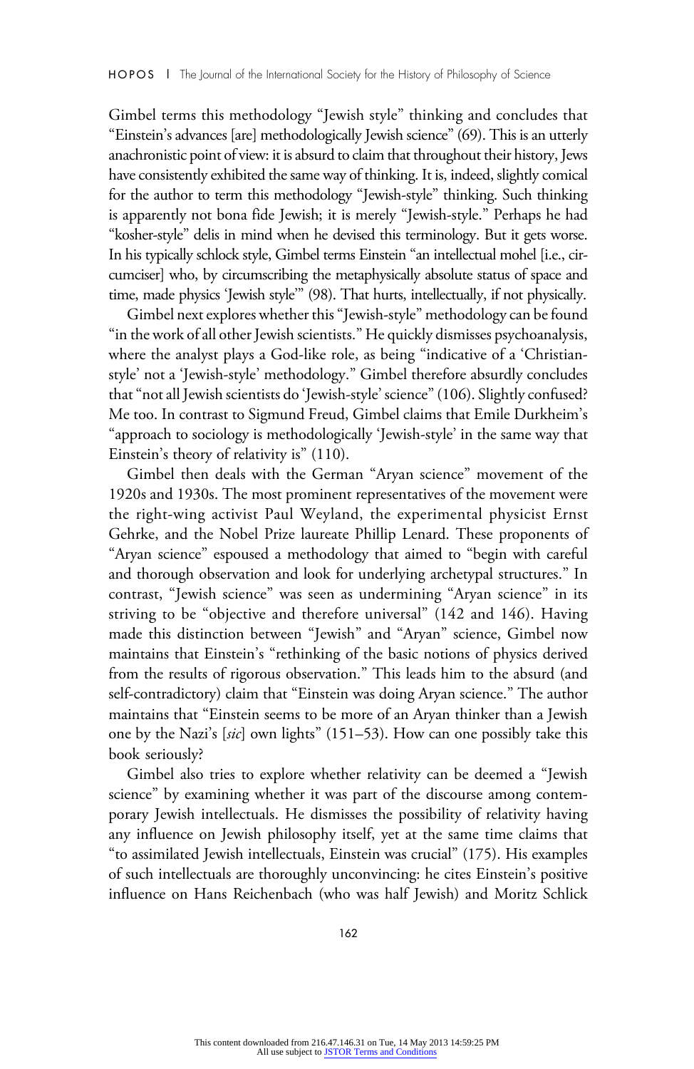Gimbel terms this methodology "Jewish style" thinking and concludes that "Einstein's advances [are] methodologically Jewish science" (69). This is an utterly anachronistic point of view: it is absurd to claim that throughout their history, Jews have consistently exhibited the same way of thinking. It is, indeed, slightly comical for the author to term this methodology "Jewish-style" thinking. Such thinking is apparently not bona fide Jewish; it is merely "Jewish-style." Perhaps he had "kosher-style" delis in mind when he devised this terminology. But it gets worse. In his typically schlock style, Gimbel terms Einstein "an intellectual mohel [i.e., circumciser] who, by circumscribing the metaphysically absolute status of space and time, made physics 'Jewish style'" (98). That hurts, intellectually, if not physically.

Gimbel next explores whether this "Jewish-style" methodology can be found "in the work of all other Jewish scientists." He quickly dismisses psychoanalysis, where the analyst plays a God-like role, as being "indicative of a 'Christian-style' not a 'Jewish-style' methodology." Gimbel therefore absurdly concludes that "not all Jewish scientists do 'Jewish-style' science" (106). Slightly confused? Me too. In contrast to Sigmund Freud, Gimbel claims that Emile Durkheim's "approach to sociology is methodologically 'Jewish-style' in the same way that Einstein's theory of relativity is" (110).

Gimbel then deals with the German "Aryan science" movement of the 1920s and 1930s. The most prominent representatives of the movement were the right-wing activist Paul Weyland, the experimental physicist Ernst Gehrke, and the Nobel Prize laureate Phillip Lenard. These proponents of "Aryan science" espoused a methodology that aimed to "begin with careful and thorough observation and look for underlying archetypal structures." In contrast, "Jewish science" was seen as undermining "Aryan science" in its striving to be "objective and therefore universal" (142 and 146). Having made this distinction between "Jewish" and "Aryan" science, Gimbel now maintains that Einstein's "rethinking of the basic notions of physics derived from the results of rigorous observation." This leads him to the absurd (and self-contradictory) claim that "Einstein was doing Aryan science." The author maintains that "Einstein seems to be more of an Aryan thinker than a Jewish one by the Nazi's [*sic*] own lights" (151–53). How can one possibly take this book seriously?

Gimbel also tries to explore whether relativity can be deemed a "Jewish science" by examining whether it was part of the discourse among contemporary Jewish intellectuals. He dismisses the possibility of relativity having any influence on Jewish philosophy itself, yet at the same time claims that "to assimilated Jewish intellectuals, Einstein was crucial" (175). His examples of such intellectuals are thoroughly unconvincing: he cites Einstein's positive influence on Hans Reichenbach (who was half Jewish) and Moritz Schlick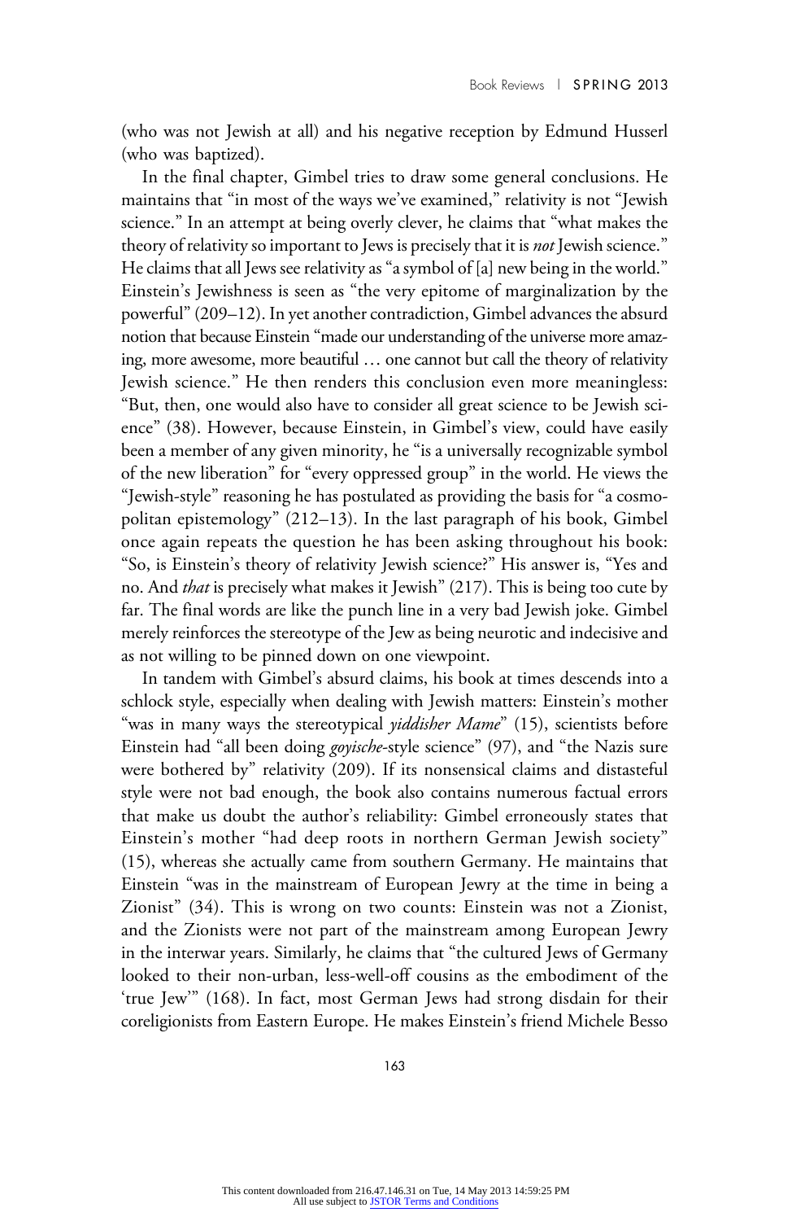(who was not Jewish at all) and his negative reception by Edmund Husserl (who was baptized).

In the final chapter, Gimbel tries to draw some general conclusions. He maintains that "in most of the ways we've examined," relativity is not "Jewish science." In an attempt at being overly clever, he claims that "what makes the theory of relativity so important to Jews is precisely that it is *not* Jewish science." He claims that all Jews see relativity as "a symbol of [a] new being in the world." Einstein's Jewishness is seen as "the very epitome of marginalization by the powerful" (209–12). In yet another contradiction, Gimbel advances the absurd notion that because Einstein "made our understanding of the universe more amazing, more awesome, more beautiful … one cannot but call the theory of relativity Jewish science." He then renders this conclusion even more meaningless: "But, then, one would also have to consider all great science to be Jewish science" (38). However, because Einstein, in Gimbel's view, could have easily been a member of any given minority, he "is a universally recognizable symbol of the new liberation" for "every oppressed group" in the world. He views the "Jewish-style" reasoning he has postulated as providing the basis for "a cosmopolitan epistemology" (212–13). In the last paragraph of his book, Gimbel once again repeats the question he has been asking throughout his book: "So, is Einstein's theory of relativity Jewish science?" His answer is, "Yes and no. And *that* is precisely what makes it Jewish" (217). This is being too cute by far. The final words are like the punch line in a very bad Jewish joke. Gimbel merely reinforces the stereotype of the Jew as being neurotic and indecisive and as not willing to be pinned down on one viewpoint.

In tandem with Gimbel's absurd claims, his book at times descends into a schlock style, especially when dealing with Jewish matters: Einstein's mother "was in many ways the stereotypical *yiddisher Mame*" (15), scientists before Einstein had "all been doing *goyische*-style science" (97), and "the Nazis sure were bothered by" relativity (209). If its nonsensical claims and distasteful style were not bad enough, the book also contains numerous factual errors that make us doubt the author's reliability: Gimbel erroneously states that Einstein's mother "had deep roots in northern German Jewish society" (15), whereas she actually came from southern Germany. He maintains that Einstein "was in the mainstream of European Jewry at the time in being a Zionist" (34). This is wrong on two counts: Einstein was not a Zionist, and the Zionists were not part of the mainstream among European Jewry in the interwar years. Similarly, he claims that "the cultured Jews of Germany looked to their non-urban, less-well-off cousins as the embodiment of the 'true Jew'" (168). In fact, most German Jews had strong disdain for their coreligionists from Eastern Europe. He makes Einstein's friend Michele Besso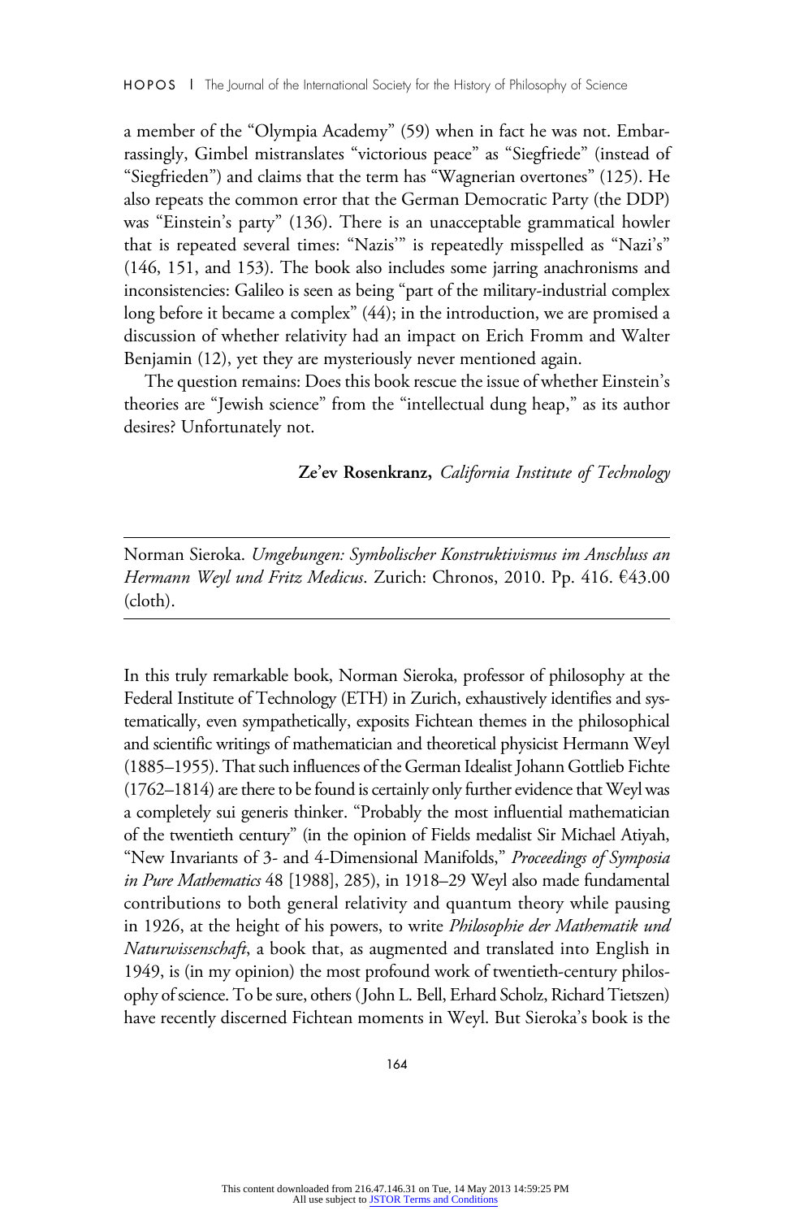a member of the "Olympia Academy" (59) when in fact he was not. Embarrassingly, Gimbel mistranslates "victorious peace" as "Siegfriede" (instead of "Siegfrieden") and claims that the term has "Wagnerian overtones" (125). He also repeats the common error that the German Democratic Party (the DDP) was "Einstein's party" (136). There is an unacceptable grammatical howler that is repeated several times: "Nazis'" is repeatedly misspelled as "Nazi's" (146, 151, and 153). The book also includes some jarring anachronisms and inconsistencies: Galileo is seen as being "part of the military-industrial complex long before it became a complex" (44); in the introduction, we are promised a discussion of whether relativity had an impact on Erich Fromm and Walter Benjamin (12), yet they are mysteriously never mentioned again.

The question remains: Does this book rescue the issue of whether Einstein's theories are "Jewish science" from the "intellectual dung heap," as its author desires? Unfortunately not.

**Ze'ev Rosenkranz,** *California Institute of Technology*

---

Norman Sieroka. *Umgebungen: Symbolischer Konstruktivismus im Anschluss an Hermann Weyl und Fritz Medicus*. Zurich: Chronos, 2010. Pp. 416. €43.00 (cloth).

---

In this truly remarkable book, Norman Sieroka, professor of philosophy at the Federal Institute of Technology (ETH) in Zurich, exhaustively identifies and systematically, even sympathetically, exposits Fichtean themes in the philosophical and scientific writings of mathematician and theoretical physicist Hermann Weyl (1885–1955). That such influences of the German Idealist Johann Gottlieb Fichte (1762–1814) are there to be found is certainly only further evidence that Weyl was a completely sui generis thinker. "Probably the most influential mathematician of the twentieth century" (in the opinion of Fields medalist Sir Michael Atiyah, "New Invariants of 3- and 4-Dimensional Manifolds," *Proceedings of Symposia in Pure Mathematics* 48 [1988], 285), in 1918–29 Weyl also made fundamental contributions to both general relativity and quantum theory while pausing in 1926, at the height of his powers, to write *Philosophie der Mathematik und Naturwissenschaft*, a book that, as augmented and translated into English in 1949, is (in my opinion) the most profound work of twentieth-century philosophy of science. To be sure, others (John L. Bell, Erhard Scholz, Richard Tietszen) have recently discerned Fichtean moments in Weyl. But Sieroka's book is the